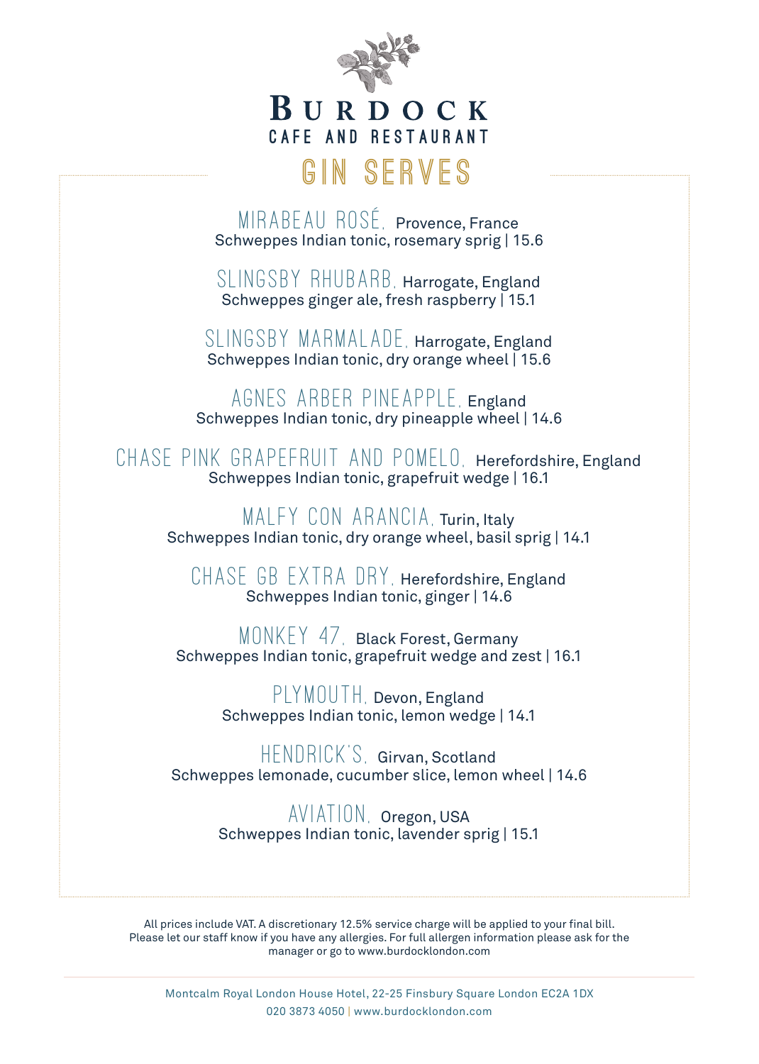# BURDOCK
CAFE AND RESTAURANT

## GIN SERVES

**MIRABEAU ROSÉ,** Provence, France
Schweppes Indian tonic, rosemary sprig | 15.6

**SLINGSBY RHUBARB,** Harrogate, England
Schweppes ginger ale, fresh raspberry | 15.1

**SLINGSBY MARMALADE,** Harrogate, England
Schweppes Indian tonic, dry orange wheel | 15.6

**AGNES ARBER PINEAPPLE,** England
Schweppes Indian tonic, dry pineapple wheel | 14.6

**CHASE PINK GRAPEFRUIT AND POMELO,** Herefordshire, England
Schweppes Indian tonic, grapefruit wedge | 16.1

**MALFY CON ARANCIA,** Turin, Italy
Schweppes Indian tonic, dry orange wheel, basil sprig | 14.1

**CHASE GB EXTRA DRY,** Herefordshire, England
Schweppes Indian tonic, ginger | 14.6

**MONKEY 47,** Black Forest, Germany
Schweppes Indian tonic, grapefruit wedge and zest | 16.1

**PLYMOUTH,** Devon, England
Schweppes Indian tonic, lemon wedge | 14.1

**HENDRICK'S,** Girvan, Scotland
Schweppes lemonade, cucumber slice, lemon wheel | 14.6

**AVIATION,** Oregon, USA
Schweppes Indian tonic, lavender sprig | 15.1

All prices include VAT. A discretionary 12.5% service charge will be applied to your final bill. Please let our staff know if you have any allergies. For full allergen information please ask for the manager or go to www.burdocklondon.com

Montcalm Royal London House Hotel, 22-25 Finsbury Square London EC2A 1DX
020 3873 4050 | www.burdocklondon.com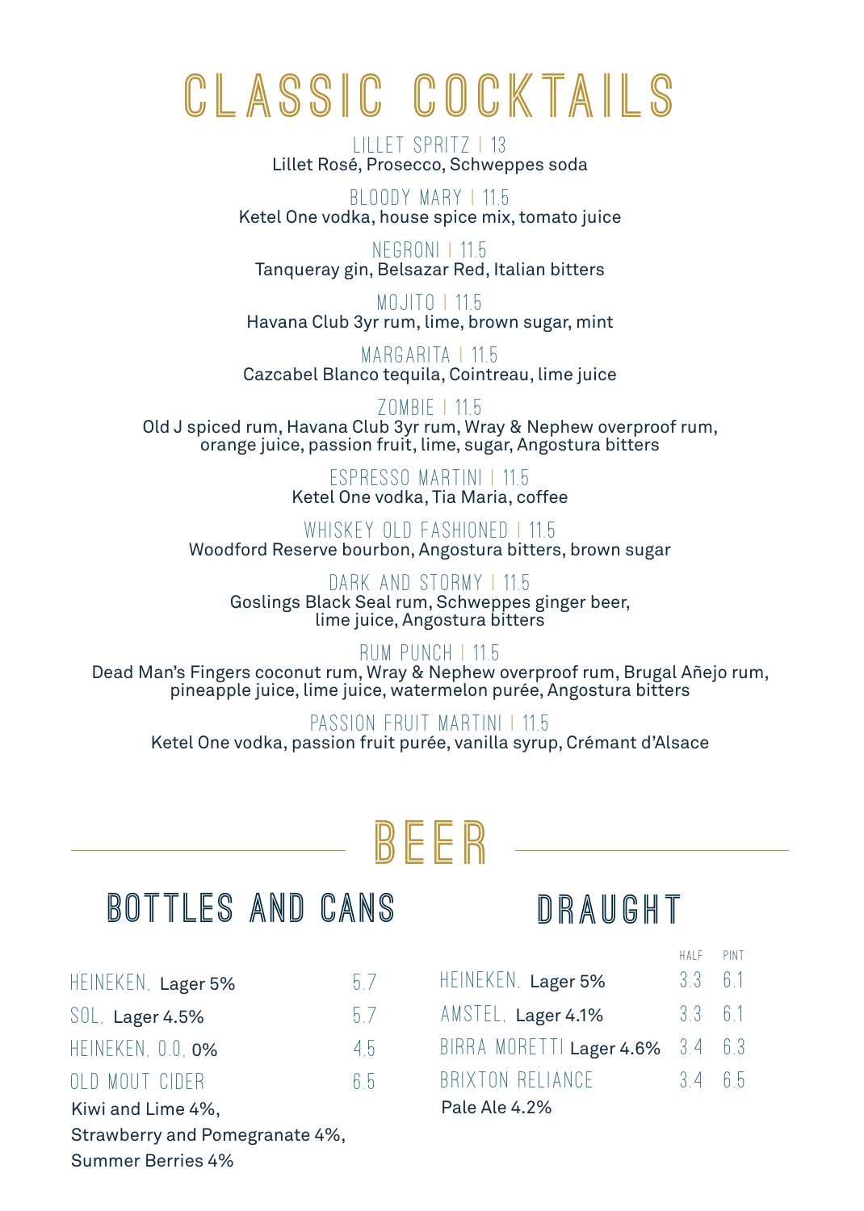# CLASSIC COCKTAILS

LILLET SPRITZ | 13
Lillet Rosé, Prosecco, Schweppes soda

BLOODY MARY | 11.5
Ketel One vodka, house spice mix, tomato juice

NEGRONI | 11.5
Tanqueray gin, Belsazar Red, Italian bitters

MOJITO | 11.5
Havana Club 3yr rum, lime, brown sugar, mint

MARGARITA | 11.5
Cazcabel Blanco tequila, Cointreau, lime juice

ZOMBIE | 11.5
Old J spiced rum, Havana Club 3yr rum, Wray & Nephew overproof rum, orange juice, passion fruit, lime, sugar, Angostura bitters

ESPRESSO MARTINI | 11.5
Ketel One vodka, Tia Maria, coffee

WHISKEY OLD FASHIONED | 11.5
Woodford Reserve bourbon, Angostura bitters, brown sugar

DARK AND STORMY | 11.5
Goslings Black Seal rum, Schweppes ginger beer, lime juice, Angostura bitters

RUM PUNCH | 11.5
Dead Man's Fingers coconut rum, Wray & Nephew overproof rum, Brugal Añejo rum, pineapple juice, lime juice, watermelon purée, Angostura bitters

PASSION FRUIT MARTINI | 11.5
Ketel One vodka, passion fruit purée, vanilla syrup, Crémant d'Alsace

# BEER

## BOTTLES AND CANS

| | |
|---|---|
| HEINEKEN, Lager 5% | 5.7 |
| SOL, Lager 4.5% | 5.7 |
| HEINEKEN, 0.0, 0% | 4.5 |
| OLD MOUT CIDER Kiwi and Lime 4%, Strawberry and Pomegranate 4%, Summer Berries 4% | 6.5 |

## DRAUGHT

| | HALF | PINT |
|---|---|---|
| HEINEKEN, Lager 5% | 3.3 | 6.1 |
| AMSTEL, Lager 4.1% | 3.3 | 6.1 |
| BIRRA MORETTI Lager 4.6% | 3.4 | 6.3 |
| BRIXTON RELIANCE Pale Ale 4.2% | 3.4 | 6.5 |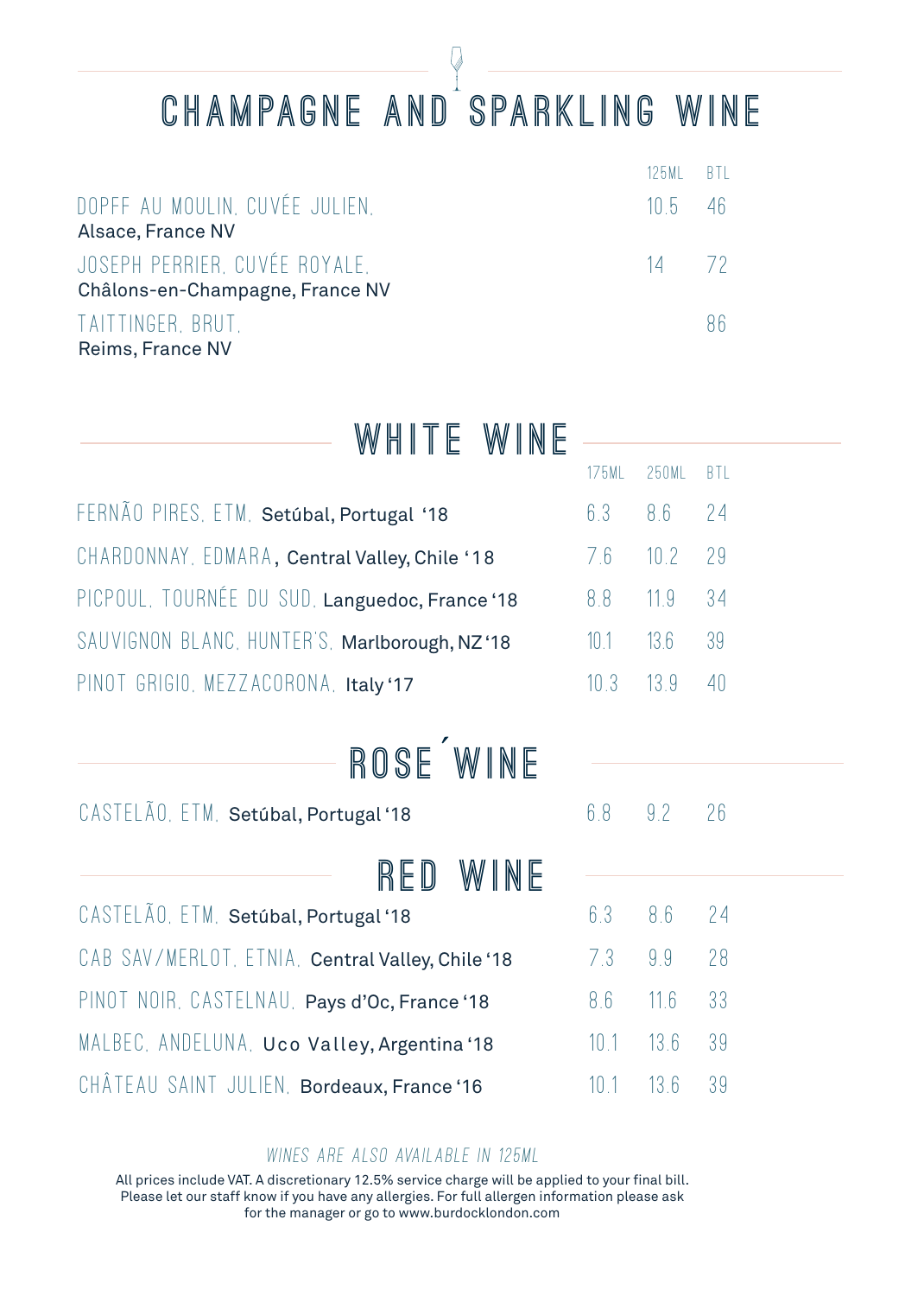# CHAMPAGNE AND SPARKLING WINE

| | 125ML | BTL |
|---|---|---|
| DOPFF AU MOULIN, CUVÉE JULIEN, Alsace, France NV | 10.5 | 46 |
| JOSEPH PERRIER, CUVÉE ROYALE, Châlons-en-Champagne, France NV | 14 | 72 |
| TAITTINGER, BRUT, Reims, France NV | | 86 |

# WHITE WINE

| | 175ML | 250ML | BTL |
|---|---|---|---|
| FERNÃO PIRES, ETM, Setúbal, Portugal '18 | 6.3 | 8.6 | 24 |
| CHARDONNAY, EDMARA, Central Valley, Chile '18 | 7.6 | 10.2 | 29 |
| PICPOUL, TOURNÉE DU SUD, Languedoc, France '18 | 8.8 | 11.9 | 34 |
| SAUVIGNON BLANC, HUNTER'S, Marlborough, NZ '18 | 10.1 | 13.6 | 39 |
| PINOT GRIGIO, MEZZACORONA, Italy '17 | 10.3 | 13.9 | 40 |

# ROSÉ WINE

| | 175ML | 250ML | BTL |
|---|---|---|---|
| CASTELÃO, ETM, Setúbal, Portugal '18 | 6.8 | 9.2 | 26 |

# RED WINE

| | 175ML | 250ML | BTL |
|---|---|---|---|
| CASTELÃO, ETM, Setúbal, Portugal '18 | 6.3 | 8.6 | 24 |
| CAB SAV/MERLOT, ETNIA, Central Valley, Chile '18 | 7.3 | 9.9 | 28 |
| PINOT NOIR, CASTELNAU, Pays d'Oc, France '18 | 8.6 | 11.6 | 33 |
| MALBEC, ANDELUNA, Uco Valley, Argentina '18 | 10.1 | 13.6 | 39 |
| CHÂTEAU SAINT JULIEN, Bordeaux, France '16 | 10.1 | 13.6 | 39 |

*WINES ARE ALSO AVAILABLE IN 125ML*

All prices include VAT. A discretionary 12.5% service charge will be applied to your final bill. Please let our staff know if you have any allergies. For full allergen information please ask for the manager or go to www.burdocklondon.com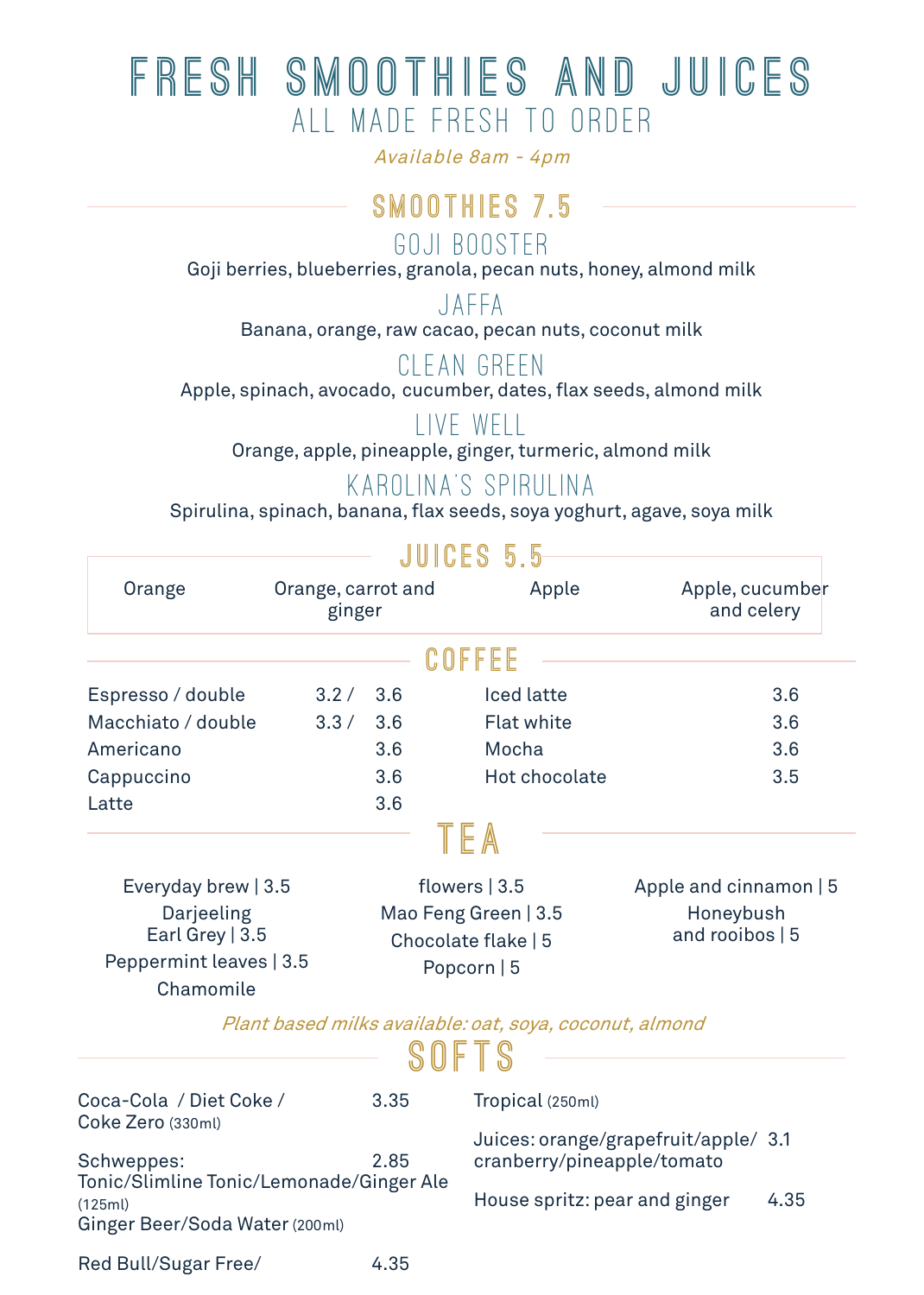# FRESH SMOOTHIES AND JUICES

## ALL MADE FRESH TO ORDER

*Available 8am - 4pm*

## SMOOTHIES 7.5

### GOJI BOOSTER
Goji berries, blueberries, granola, pecan nuts, honey, almond milk

### JAFFA
Banana, orange, raw cacao, pecan nuts, coconut milk

### CLEAN GREEN
Apple, spinach, avocado, cucumber, dates, flax seeds, almond milk

### LIVE WELL
Orange, apple, pineapple, ginger, turmeric, almond milk

### KAROLINA'S SPIRULINA
Spirulina, spinach, banana, flax seeds, soya yoghurt, agave, soya milk

## JUICES 5.5

| | | | |
|---|---|---|---|
| Orange | Orange, carrot and ginger | Apple | Apple, cucumber and celery |

## COFFEE

| | | | |
|---|---|---|---|
| Espresso / double | 3.2 / 3.6 | Iced latte | 3.6 |
| Macchiato / double | 3.3 / 3.6 | Flat white | 3.6 |
| Americano | 3.6 | Mocha | 3.6 |
| Cappuccino | 3.6 | Hot chocolate | 3.5 |
| Latte | 3.6 | | |

## TEA

Everyday brew | 3.5

Darjeeling Earl Grey | 3.5

Peppermint leaves | 3.5

Chamomile flowers | 3.5

Mao Feng Green | 3.5

Chocolate flake | 5

Popcorn | 5

Apple and cinnamon | 5

Honeybush and rooibos | 5

*Plant based milks available: oat, soya, coconut, almond*

## SOFTS

| | |
|---|---|
| Coca-Cola / Diet Coke / Coke Zero (330ml) | 3.35 |
| Schweppes: Tonic/Slimline Tonic/Lemonade/Ginger Ale (125ml) Ginger Beer/Soda Water (200ml) | 2.85 |
| Red Bull/Sugar Free/ Tropical (250ml) | 4.35 |
| Juices: orange/grapefruit/apple/ cranberry/pineapple/tomato | 3.1 |
| House spritz: pear and ginger | 4.35 |